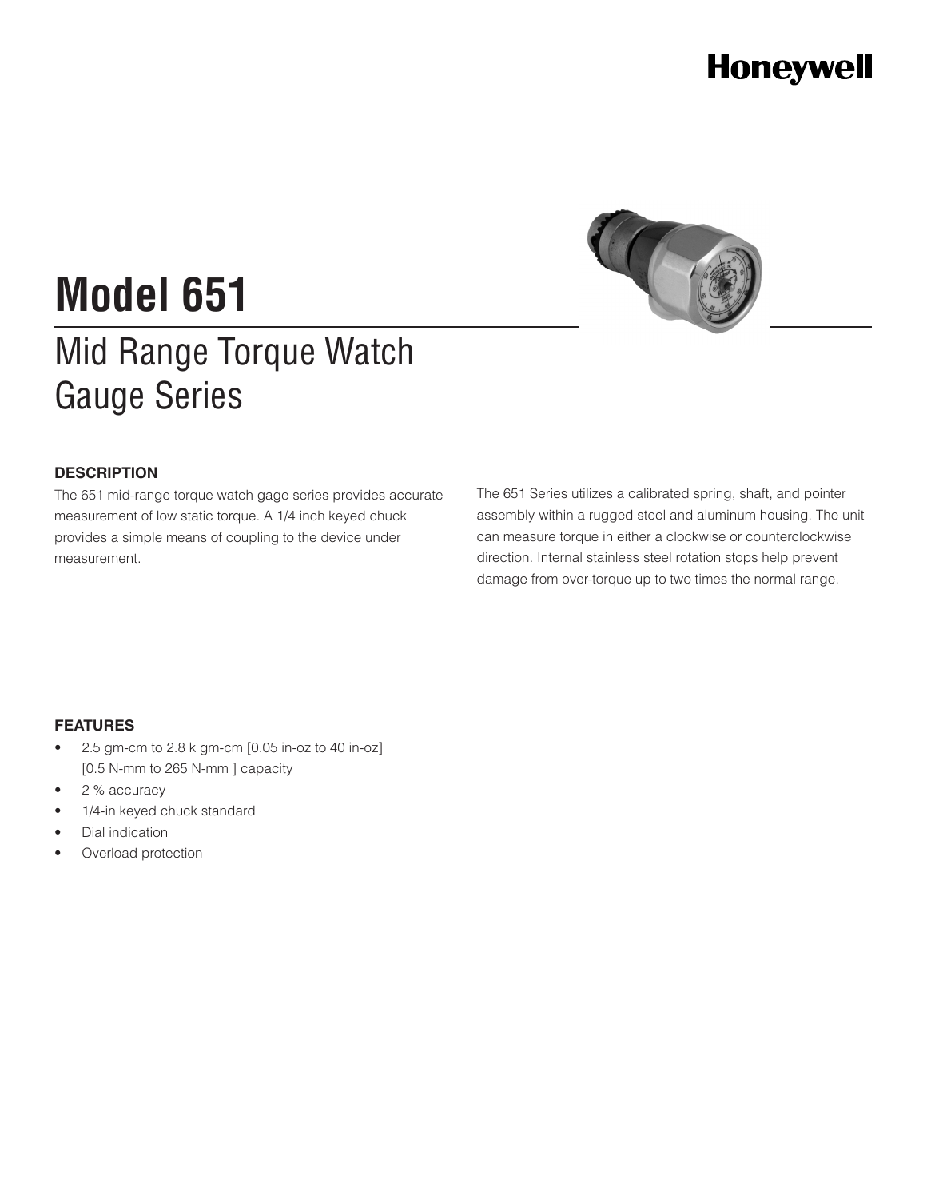Honeywell

# Model 651

## Mid Range Torque Watch Gauge Series

### DESCRIPTION

The 651 mid-range torque watch gage series provides accurate measurement of low static torque. A 1/4 inch keyed chuck provides a simple means of coupling to the device under measurement.

The 651 Series utilizes a calibrated spring, shaft, and pointer assembly within a rugged steel and aluminum housing. The unit can measure torque in either a clockwise or counterclockwise direction. Internal stainless steel rotation stops help prevent damage from over-torque up to two times the normal range.

### FEATURES

- 2.5 gm-cm to 2.8 k gm-cm [0.05 in-oz to 40 in-oz] [0.5 N-mm to 265 N-mm ] capacity
- 2 % accuracy
- 1/4-in keyed chuck standard
- Dial indication
- Overload protection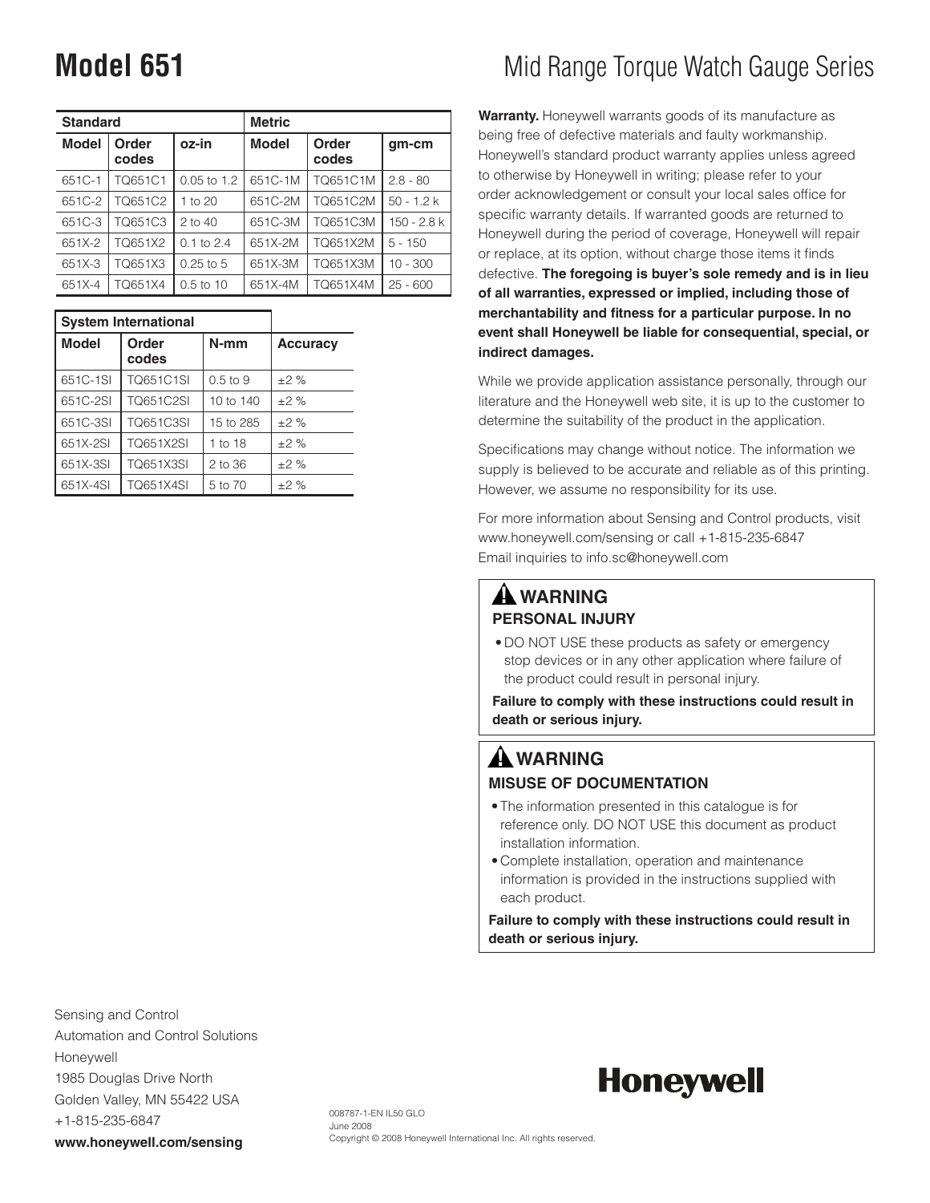# Model 651

## Mid Range Torque Watch Gauge Series

| Standard | | | Metric | | |
|---|---|---|---|---|---|
| **Model** | **Order codes** | **oz-in** | **Model** | **Order codes** | **gm-cm** |
| 651C-1 | TQ651C1 | 0.05 to 1.2 | 651C-1M | TQ651C1M | 2.8 - 80 |
| 651C-2 | TQ651C2 | 1 to 20 | 651C-2M | TQ651C2M | 50 - 1.2 k |
| 651C-3 | TQ651C3 | 2 to 40 | 651C-3M | TQ651C3M | 150 - 2.8 k |
| 651X-2 | TQ651X2 | 0.1 to 2.4 | 651X-2M | TQ651X2M | 5 - 150 |
| 651X-3 | TQ651X3 | 0.25 to 5 | 651X-3M | TQ651X3M | 10 - 300 |
| 651X-4 | TQ651X4 | 0.5 to 10 | 651X-4M | TQ651X4M | 25 - 600 |

| System International | | | |
|---|---|---|---|
| **Model** | **Order codes** | **N-mm** | **Accuracy** |
| 651C-1SI | TQ651C1SI | 0.5 to 9 | ±2 % |
| 651C-2SI | TQ651C2SI | 10 to 140 | ±2 % |
| 651C-3SI | TQ651C3SI | 15 to 285 | ±2 % |
| 651X-2SI | TQ651X2SI | 1 to 18 | ±2 % |
| 651X-3SI | TQ651X3SI | 2 to 36 | ±2 % |
| 651X-4SI | TQ651X4SI | 5 to 70 | ±2 % |

**Warranty.** Honeywell warrants goods of its manufacture as being free of defective materials and faulty workmanship. Honeywell's standard product warranty applies unless agreed to otherwise by Honeywell in writing; please refer to your order acknowledgement or consult your local sales office for specific warranty details. If warranted goods are returned to Honeywell during the period of coverage, Honeywell will repair or replace, at its option, without charge those items it finds defective. **The foregoing is buyer's sole remedy and is in lieu of all warranties, expressed or implied, including those of merchantability and fitness for a particular purpose. In no event shall Honeywell be liable for consequential, special, or indirect damages.**

While we provide application assistance personally, through our literature and the Honeywell web site, it is up to the customer to determine the suitability of the product in the application.

Specifications may change without notice. The information we supply is believed to be accurate and reliable as of this printing. However, we assume no responsibility for its use.

For more information about Sensing and Control products, visit www.honeywell.com/sensing or call +1-815-235-6847
Email inquiries to info.sc@honeywell.com

### ⚠ WARNING
**PERSONAL INJURY**

- DO NOT USE these products as safety or emergency stop devices or in any other application where failure of the product could result in personal injury.

**Failure to comply with these instructions could result in death or serious injury.**

### ⚠ WARNING
**MISUSE OF DOCUMENTATION**

- The information presented in this catalogue is for reference only. DO NOT USE this document as product installation information.
- Complete installation, operation and maintenance information is provided in the instructions supplied with each product.

**Failure to comply with these instructions could result in death or serious injury.**

Sensing and Control
Automation and Control Solutions
Honeywell
1985 Douglas Drive North
Golden Valley, MN 55422 USA
+1-815-235-6847
**www.honeywell.com/sensing**

008787-1-EN IL50 GLO
June 2008
Copyright © 2008 Honeywell International Inc. All rights reserved.

**Honeywell**